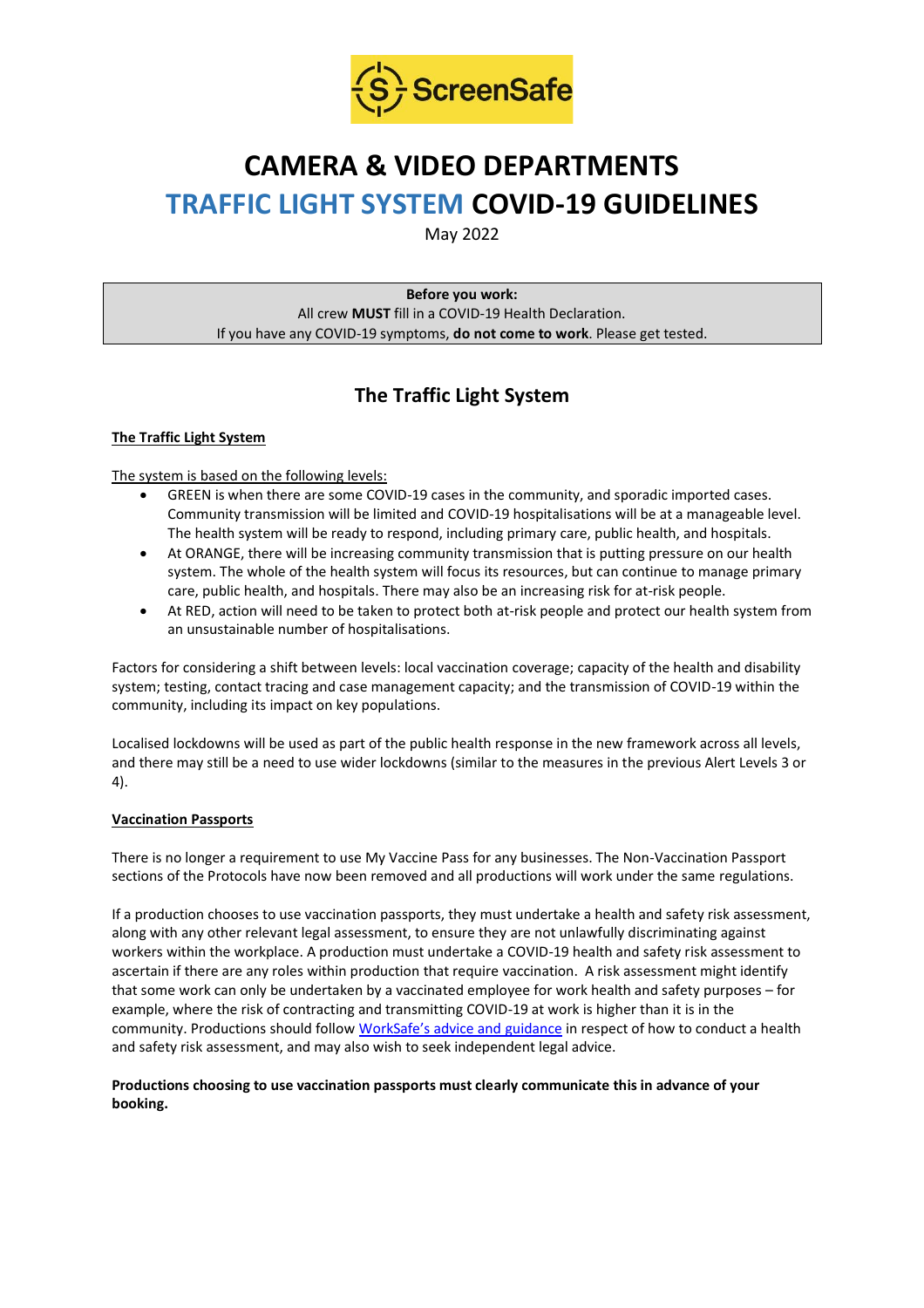ScreenSafe

# CAMERA & VIDEO DEPARTMENTS
# TRAFFIC LIGHT SYSTEM COVID-19 GUIDELINES

May 2022

**Before you work:**
All crew **MUST** fill in a COVID-19 Health Declaration.
If you have any COVID-19 symptoms, **do not come to work**. Please get tested.

## The Traffic Light System

### The Traffic Light System

The system is based on the following levels:

- GREEN is when there are some COVID-19 cases in the community, and sporadic imported cases. Community transmission will be limited and COVID-19 hospitalisations will be at a manageable level. The health system will be ready to respond, including primary care, public health, and hospitals.
- At ORANGE, there will be increasing community transmission that is putting pressure on our health system. The whole of the health system will focus its resources, but can continue to manage primary care, public health, and hospitals. There may also be an increasing risk for at-risk people.
- At RED, action will need to be taken to protect both at-risk people and protect our health system from an unsustainable number of hospitalisations.

Factors for considering a shift between levels: local vaccination coverage; capacity of the health and disability system; testing, contact tracing and case management capacity; and the transmission of COVID-19 within the community, including its impact on key populations.

Localised lockdowns will be used as part of the public health response in the new framework across all levels, and there may still be a need to use wider lockdowns (similar to the measures in the previous Alert Levels 3 or 4).

### Vaccination Passports

There is no longer a requirement to use My Vaccine Pass for any businesses. The Non-Vaccination Passport sections of the Protocols have now been removed and all productions will work under the same regulations.

If a production chooses to use vaccination passports, they must undertake a health and safety risk assessment, along with any other relevant legal assessment, to ensure they are not unlawfully discriminating against workers within the workplace. A production must undertake a COVID-19 health and safety risk assessment to ascertain if there are any roles within production that require vaccination. A risk assessment might identify that some work can only be undertaken by a vaccinated employee for work health and safety purposes – for example, where the risk of contracting and transmitting COVID-19 at work is higher than it is in the community. Productions should follow WorkSafe's advice and guidance in respect of how to conduct a health and safety risk assessment, and may also wish to seek independent legal advice.

**Productions choosing to use vaccination passports must clearly communicate this in advance of your booking.**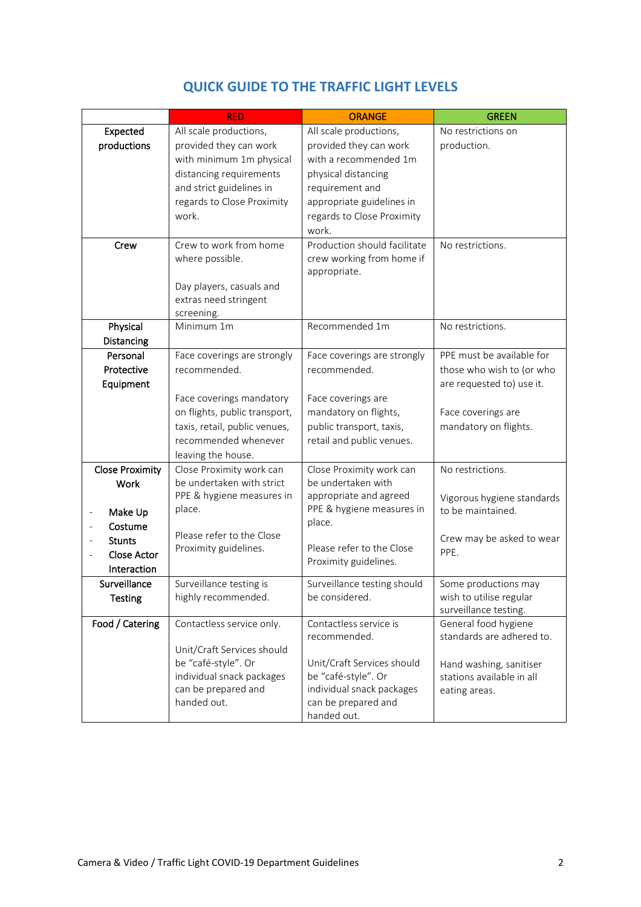## QUICK GUIDE TO THE TRAFFIC LIGHT LEVELS

| | RED | ORANGE | GREEN |
|---|---|---|---|
| **Expected productions** | All scale productions, provided they can work with minimum 1m physical distancing requirements and strict guidelines in regards to Close Proximity work. | All scale productions, provided they can work with a recommended 1m physical distancing requirement and appropriate guidelines in regards to Close Proximity work. | No restrictions on production. |
| **Crew** | Crew to work from home where possible.<br><br>Day players, casuals and extras need stringent screening. | Production should facilitate crew working from home if appropriate. | No restrictions. |
| **Physical Distancing** | Minimum 1m | Recommended 1m | No restrictions. |
| **Personal Protective Equipment** | Face coverings are strongly recommended.<br><br>Face coverings mandatory on flights, public transport, taxis, retail, public venues, recommended whenever leaving the house. | Face coverings are strongly recommended.<br><br>Face coverings are mandatory on flights, public transport, taxis, retail and public venues. | PPE must be available for those who wish to (or who are requested to) use it.<br><br>Face coverings are mandatory on flights. |
| **Close Proximity Work**<br><br>- Make Up<br>- Costume<br>- Stunts<br>- Close Actor Interaction | Close Proximity work can be undertaken with strict PPE & hygiene measures in place.<br><br>Please refer to the Close Proximity guidelines. | Close Proximity work can be undertaken with appropriate and agreed PPE & hygiene measures in place.<br><br>Please refer to the Close Proximity guidelines. | No restrictions.<br><br>Vigorous hygiene standards to be maintained.<br><br>Crew may be asked to wear PPE. |
| **Surveillance Testing** | Surveillance testing is highly recommended. | Surveillance testing should be considered. | Some productions may wish to utilise regular surveillance testing. |
| **Food / Catering** | Contactless service only.<br><br>Unit/Craft Services should be "café-style". Or individual snack packages can be prepared and handed out. | Contactless service is recommended.<br><br>Unit/Craft Services should be "café-style". Or individual snack packages can be prepared and handed out. | General food hygiene standards are adhered to.<br><br>Hand washing, sanitiser stations available in all eating areas. |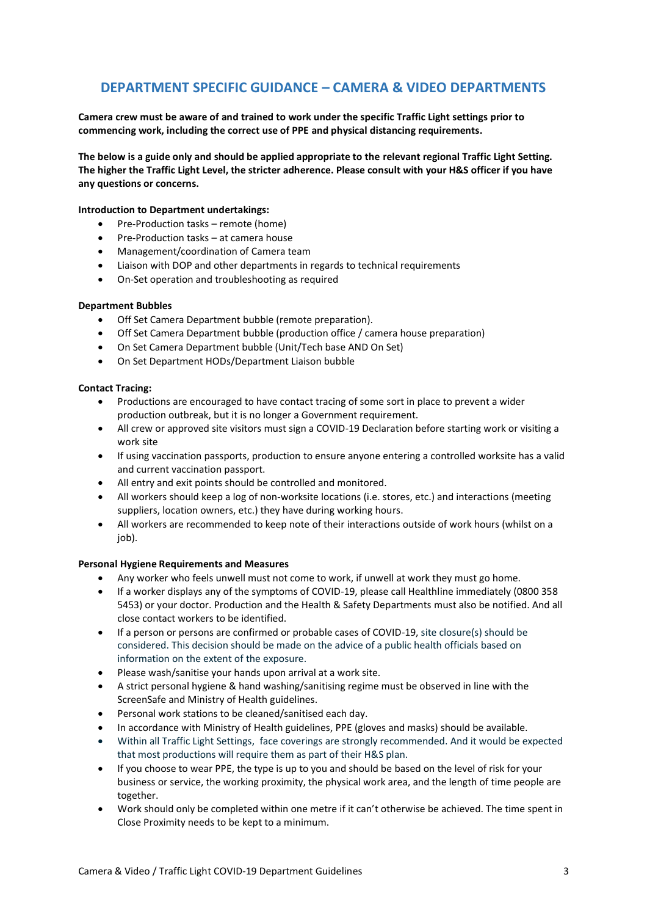## DEPARTMENT SPECIFIC GUIDANCE – CAMERA & VIDEO DEPARTMENTS

**Camera crew must be aware of and trained to work under the specific Traffic Light settings prior to commencing work, including the correct use of PPE and physical distancing requirements.**

**The below is a guide only and should be applied appropriate to the relevant regional Traffic Light Setting. The higher the Traffic Light Level, the stricter adherence. Please consult with your H&S officer if you have any questions or concerns.**

**Introduction to Department undertakings:**

- Pre-Production tasks – remote (home)
- Pre-Production tasks – at camera house
- Management/coordination of Camera team
- Liaison with DOP and other departments in regards to technical requirements
- On-Set operation and troubleshooting as required

**Department Bubbles**

- Off Set Camera Department bubble (remote preparation).
- Off Set Camera Department bubble (production office / camera house preparation)
- On Set Camera Department bubble (Unit/Tech base AND On Set)
- On Set Department HODs/Department Liaison bubble

**Contact Tracing:**

- Productions are encouraged to have contact tracing of some sort in place to prevent a wider production outbreak, but it is no longer a Government requirement.
- All crew or approved site visitors must sign a COVID-19 Declaration before starting work or visiting a work site
- If using vaccination passports, production to ensure anyone entering a controlled worksite has a valid and current vaccination passport.
- All entry and exit points should be controlled and monitored.
- All workers should keep a log of non-worksite locations (i.e. stores, etc.) and interactions (meeting suppliers, location owners, etc.) they have during working hours.
- All workers are recommended to keep note of their interactions outside of work hours (whilst on a job).

**Personal Hygiene Requirements and Measures**

- Any worker who feels unwell must not come to work, if unwell at work they must go home.
- If a worker displays any of the symptoms of COVID-19, please call Healthline immediately (0800 358 5453) or your doctor. Production and the Health & Safety Departments must also be notified. And all close contact workers to be identified.
- If a person or persons are confirmed or probable cases of COVID-19, site closure(s) should be considered. This decision should be made on the advice of a public health officials based on information on the extent of the exposure.
- Please wash/sanitise your hands upon arrival at a work site.
- A strict personal hygiene & hand washing/sanitising regime must be observed in line with the ScreenSafe and Ministry of Health guidelines.
- Personal work stations to be cleaned/sanitised each day.
- In accordance with Ministry of Health guidelines, PPE (gloves and masks) should be available.
- Within all Traffic Light Settings, face coverings are strongly recommended. And it would be expected that most productions will require them as part of their H&S plan.
- If you choose to wear PPE, the type is up to you and should be based on the level of risk for your business or service, the working proximity, the physical work area, and the length of time people are together.
- Work should only be completed within one metre if it can't otherwise be achieved. The time spent in Close Proximity needs to be kept to a minimum.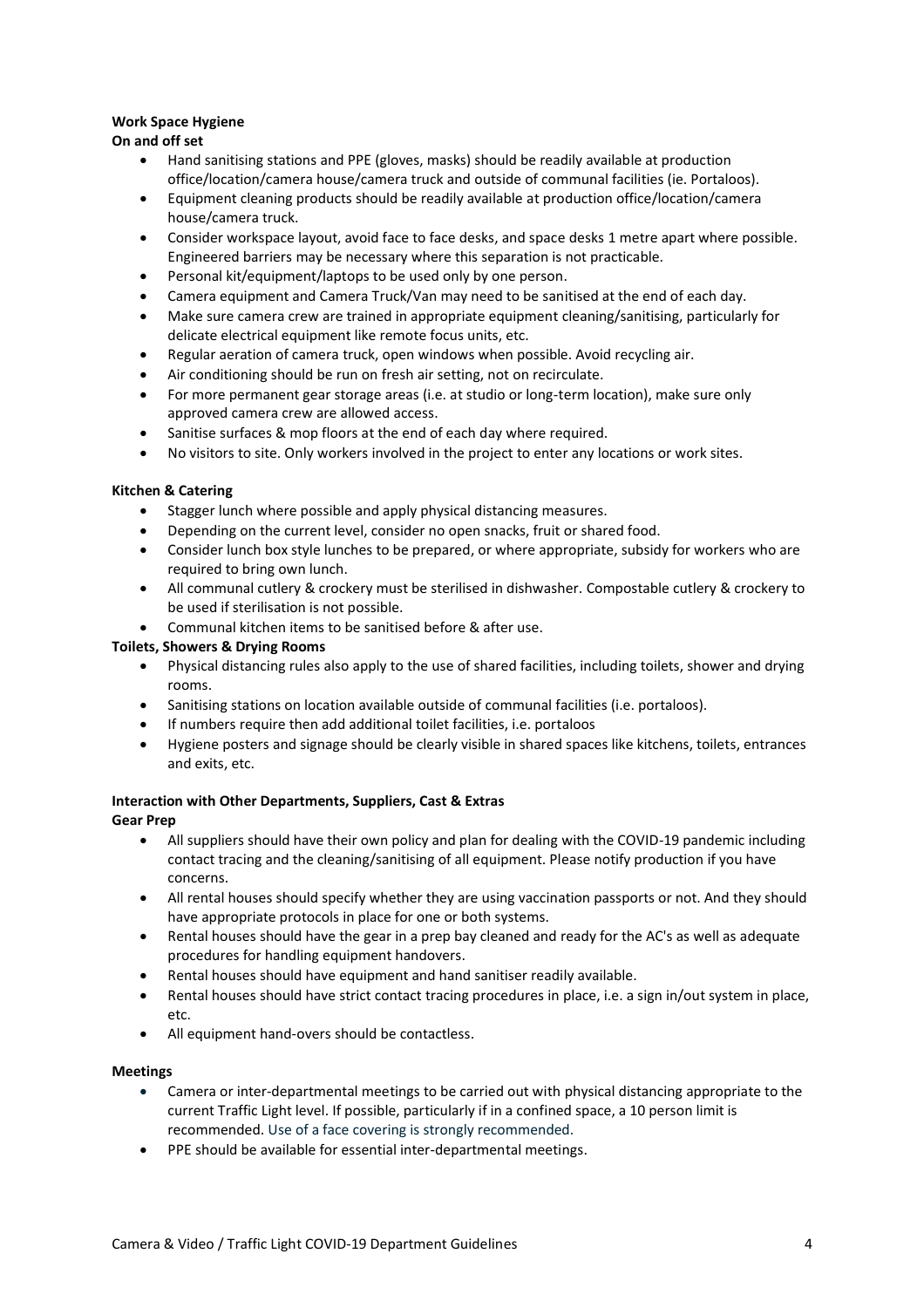**Work Space Hygiene**

**On and off set**

- Hand sanitising stations and PPE (gloves, masks) should be readily available at production office/location/camera house/camera truck and outside of communal facilities (ie. Portaloos).
- Equipment cleaning products should be readily available at production office/location/camera house/camera truck.
- Consider workspace layout, avoid face to face desks, and space desks 1 metre apart where possible. Engineered barriers may be necessary where this separation is not practicable.
- Personal kit/equipment/laptops to be used only by one person.
- Camera equipment and Camera Truck/Van may need to be sanitised at the end of each day.
- Make sure camera crew are trained in appropriate equipment cleaning/sanitising, particularly for delicate electrical equipment like remote focus units, etc.
- Regular aeration of camera truck, open windows when possible. Avoid recycling air.
- Air conditioning should be run on fresh air setting, not on recirculate.
- For more permanent gear storage areas (i.e. at studio or long-term location), make sure only approved camera crew are allowed access.
- Sanitise surfaces & mop floors at the end of each day where required.
- No visitors to site. Only workers involved in the project to enter any locations or work sites.

**Kitchen & Catering**

- Stagger lunch where possible and apply physical distancing measures.
- Depending on the current level, consider no open snacks, fruit or shared food.
- Consider lunch box style lunches to be prepared, or where appropriate, subsidy for workers who are required to bring own lunch.
- All communal cutlery & crockery must be sterilised in dishwasher. Compostable cutlery & crockery to be used if sterilisation is not possible.
- Communal kitchen items to be sanitised before & after use.

**Toilets, Showers & Drying Rooms**

- Physical distancing rules also apply to the use of shared facilities, including toilets, shower and drying rooms.
- Sanitising stations on location available outside of communal facilities (i.e. portaloos).
- If numbers require then add additional toilet facilities, i.e. portaloos
- Hygiene posters and signage should be clearly visible in shared spaces like kitchens, toilets, entrances and exits, etc.

**Interaction with Other Departments, Suppliers, Cast & Extras**

**Gear Prep**

- All suppliers should have their own policy and plan for dealing with the COVID-19 pandemic including contact tracing and the cleaning/sanitising of all equipment. Please notify production if you have concerns.
- All rental houses should specify whether they are using vaccination passports or not. And they should have appropriate protocols in place for one or both systems.
- Rental houses should have the gear in a prep bay cleaned and ready for the AC's as well as adequate procedures for handling equipment handovers.
- Rental houses should have equipment and hand sanitiser readily available.
- Rental houses should have strict contact tracing procedures in place, i.e. a sign in/out system in place, etc.
- All equipment hand-overs should be contactless.

**Meetings**

- Camera or inter-departmental meetings to be carried out with physical distancing appropriate to the current Traffic Light level. If possible, particularly if in a confined space, a 10 person limit is recommended. Use of a face covering is strongly recommended.
- PPE should be available for essential inter-departmental meetings.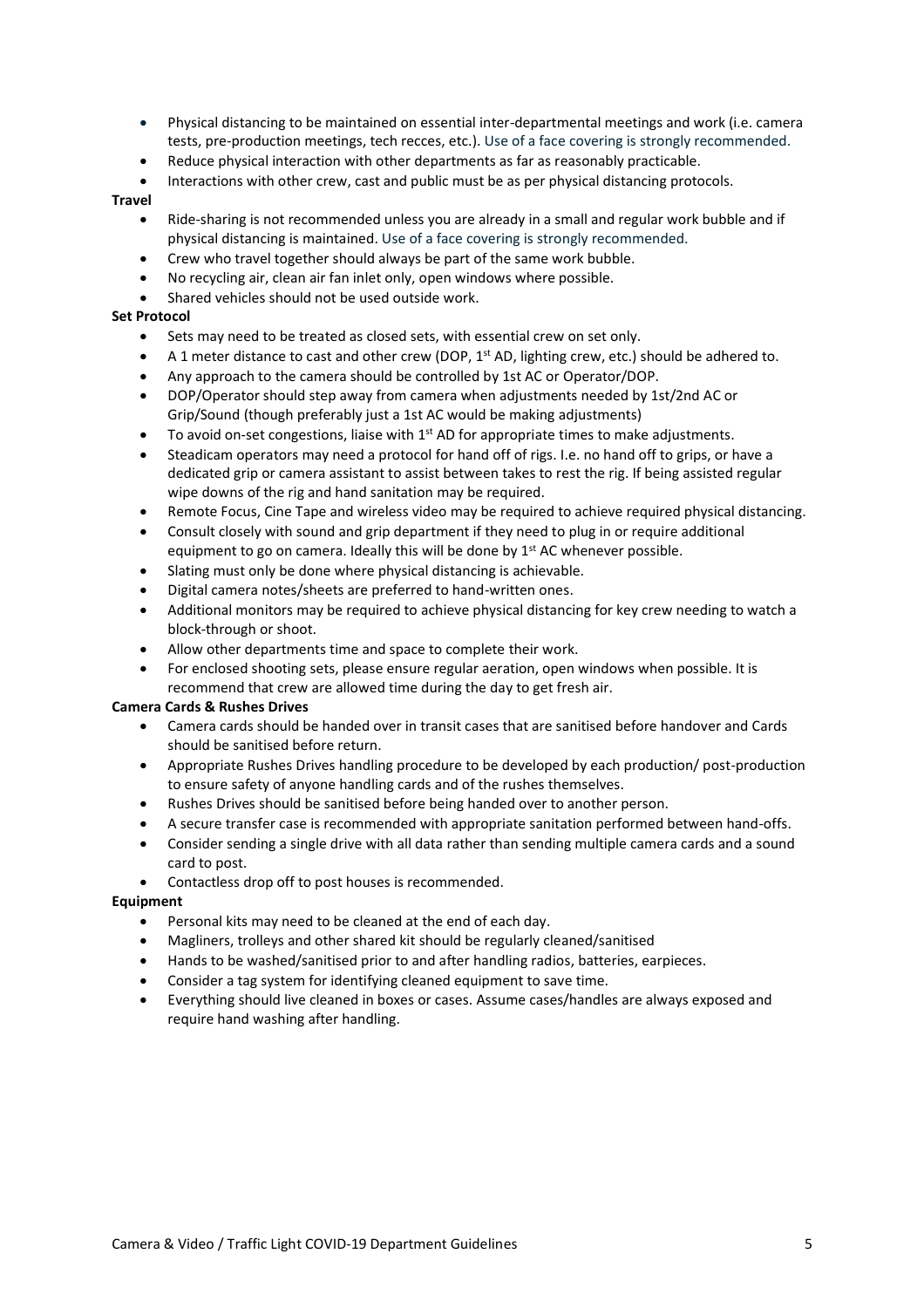- Physical distancing to be maintained on essential inter-departmental meetings and work (i.e. camera tests, pre-production meetings, tech recces, etc.). Use of a face covering is strongly recommended.
- Reduce physical interaction with other departments as far as reasonably practicable.
- Interactions with other crew, cast and public must be as per physical distancing protocols.

**Travel**

- Ride-sharing is not recommended unless you are already in a small and regular work bubble and if physical distancing is maintained. Use of a face covering is strongly recommended.
- Crew who travel together should always be part of the same work bubble.
- No recycling air, clean air fan inlet only, open windows where possible.
- Shared vehicles should not be used outside work.

**Set Protocol**

- Sets may need to be treated as closed sets, with essential crew on set only.
- A 1 meter distance to cast and other crew (DOP, 1st AD, lighting crew, etc.) should be adhered to.
- Any approach to the camera should be controlled by 1st AC or Operator/DOP.
- DOP/Operator should step away from camera when adjustments needed by 1st/2nd AC or Grip/Sound (though preferably just a 1st AC would be making adjustments)
- To avoid on-set congestions, liaise with 1st AD for appropriate times to make adjustments.
- Steadicam operators may need a protocol for hand off of rigs. I.e. no hand off to grips, or have a dedicated grip or camera assistant to assist between takes to rest the rig. If being assisted regular wipe downs of the rig and hand sanitation may be required.
- Remote Focus, Cine Tape and wireless video may be required to achieve required physical distancing.
- Consult closely with sound and grip department if they need to plug in or require additional equipment to go on camera. Ideally this will be done by 1st AC whenever possible.
- Slating must only be done where physical distancing is achievable.
- Digital camera notes/sheets are preferred to hand-written ones.
- Additional monitors may be required to achieve physical distancing for key crew needing to watch a block-through or shoot.
- Allow other departments time and space to complete their work.
- For enclosed shooting sets, please ensure regular aeration, open windows when possible. It is recommend that crew are allowed time during the day to get fresh air.

**Camera Cards & Rushes Drives**

- Camera cards should be handed over in transit cases that are sanitised before handover and Cards should be sanitised before return.
- Appropriate Rushes Drives handling procedure to be developed by each production/ post-production to ensure safety of anyone handling cards and of the rushes themselves.
- Rushes Drives should be sanitised before being handed over to another person.
- A secure transfer case is recommended with appropriate sanitation performed between hand-offs.
- Consider sending a single drive with all data rather than sending multiple camera cards and a sound card to post.
- Contactless drop off to post houses is recommended.

**Equipment**

- Personal kits may need to be cleaned at the end of each day.
- Magliners, trolleys and other shared kit should be regularly cleaned/sanitised
- Hands to be washed/sanitised prior to and after handling radios, batteries, earpieces.
- Consider a tag system for identifying cleaned equipment to save time.
- Everything should live cleaned in boxes or cases. Assume cases/handles are always exposed and require hand washing after handling.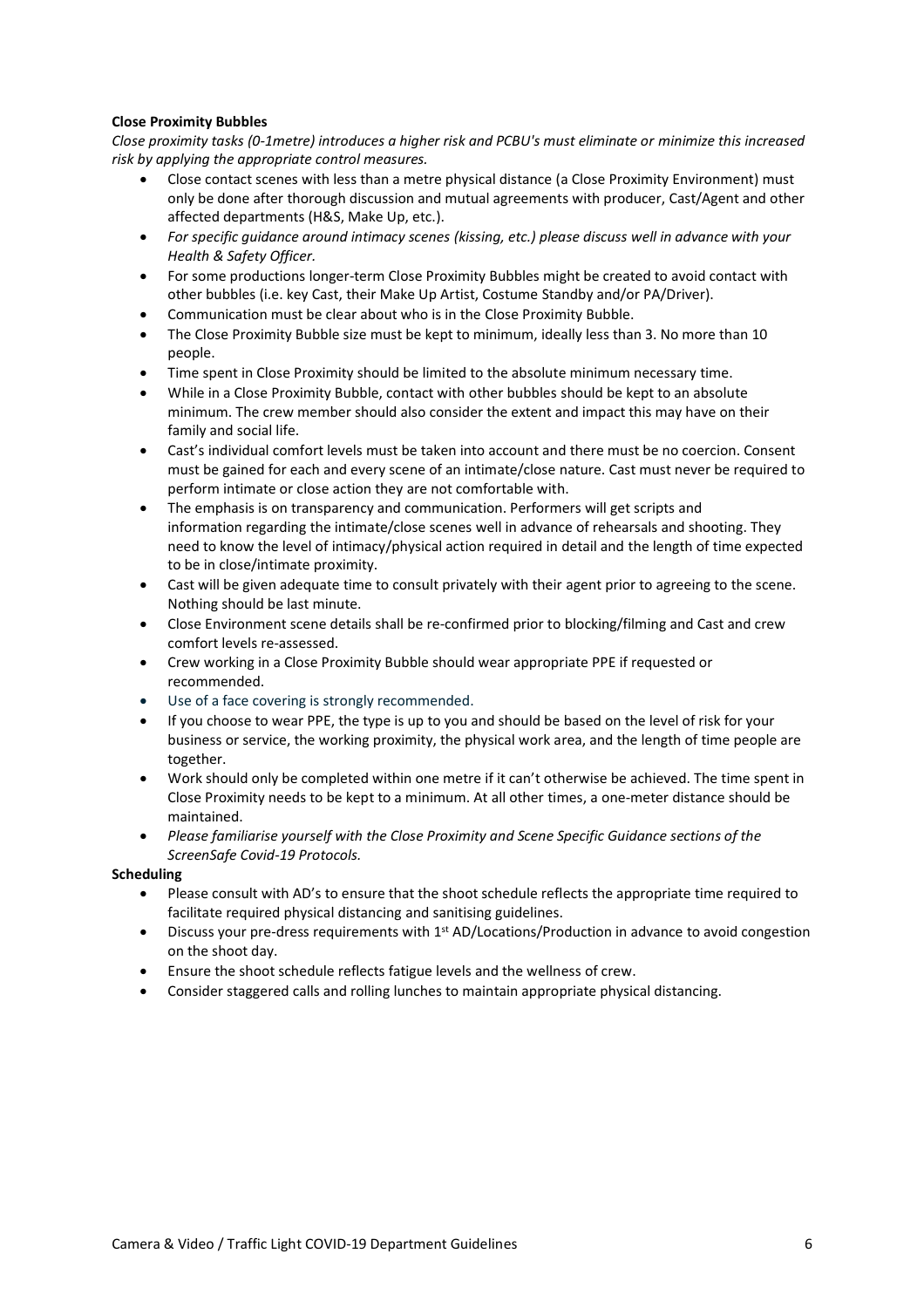**Close Proximity Bubbles**

*Close proximity tasks (0-1metre) introduces a higher risk and PCBU's must eliminate or minimize this increased risk by applying the appropriate control measures.*

- Close contact scenes with less than a metre physical distance (a Close Proximity Environment) must only be done after thorough discussion and mutual agreements with producer, Cast/Agent and other affected departments (H&S, Make Up, etc.).
- *For specific guidance around intimacy scenes (kissing, etc.) please discuss well in advance with your Health & Safety Officer.*
- For some productions longer-term Close Proximity Bubbles might be created to avoid contact with other bubbles (i.e. key Cast, their Make Up Artist, Costume Standby and/or PA/Driver).
- Communication must be clear about who is in the Close Proximity Bubble.
- The Close Proximity Bubble size must be kept to minimum, ideally less than 3. No more than 10 people.
- Time spent in Close Proximity should be limited to the absolute minimum necessary time.
- While in a Close Proximity Bubble, contact with other bubbles should be kept to an absolute minimum. The crew member should also consider the extent and impact this may have on their family and social life.
- Cast's individual comfort levels must be taken into account and there must be no coercion. Consent must be gained for each and every scene of an intimate/close nature. Cast must never be required to perform intimate or close action they are not comfortable with.
- The emphasis is on transparency and communication. Performers will get scripts and information regarding the intimate/close scenes well in advance of rehearsals and shooting. They need to know the level of intimacy/physical action required in detail and the length of time expected to be in close/intimate proximity.
- Cast will be given adequate time to consult privately with their agent prior to agreeing to the scene. Nothing should be last minute.
- Close Environment scene details shall be re-confirmed prior to blocking/filming and Cast and crew comfort levels re-assessed.
- Crew working in a Close Proximity Bubble should wear appropriate PPE if requested or recommended.
- Use of a face covering is strongly recommended.
- If you choose to wear PPE, the type is up to you and should be based on the level of risk for your business or service, the working proximity, the physical work area, and the length of time people are together.
- Work should only be completed within one metre if it can't otherwise be achieved. The time spent in Close Proximity needs to be kept to a minimum. At all other times, a one-meter distance should be maintained.
- *Please familiarise yourself with the Close Proximity and Scene Specific Guidance sections of the ScreenSafe Covid-19 Protocols.*

**Scheduling**

- Please consult with AD's to ensure that the shoot schedule reflects the appropriate time required to facilitate required physical distancing and sanitising guidelines.
- Discuss your pre-dress requirements with 1st AD/Locations/Production in advance to avoid congestion on the shoot day.
- Ensure the shoot schedule reflects fatigue levels and the wellness of crew.
- Consider staggered calls and rolling lunches to maintain appropriate physical distancing.